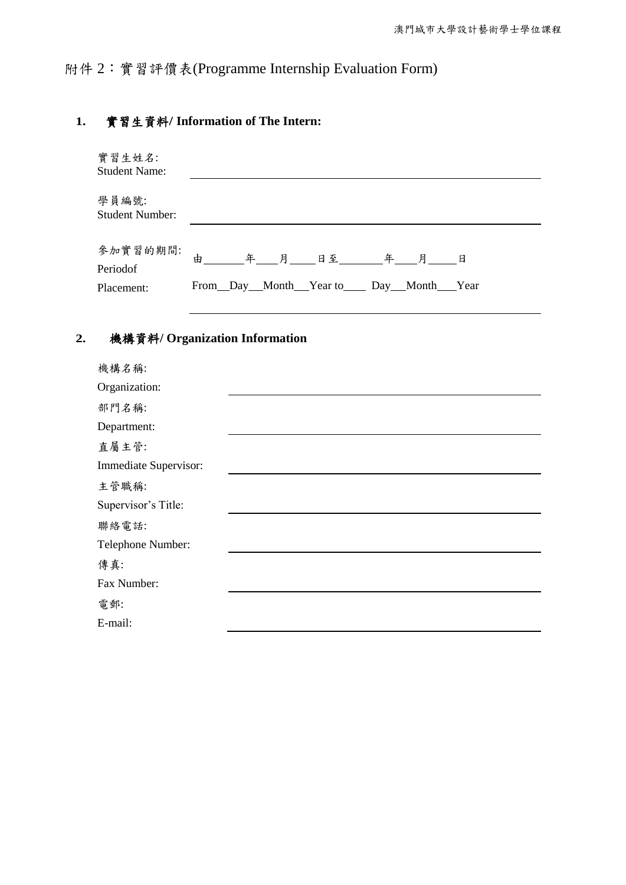# 附件 2：實習評價表(Programme Internship Evaluation Form)

## 1. 實習生資料/ Information of The Intern:

實習生姓名:
Student Name: ______________________________

學員編號:
Student Number: ______________________________

參加實習的期間:
Periodof
Placement:

由_______年____月_____日至________年____月_____日

From__Day__Month__Year to____ Day__Month___Year

______________________________

## 2. 機構資料/ Organization Information

機構名稱:
Organization: ______________________________

部門名稱:
Department: ______________________________

直屬主管:
Immediate Supervisor: ______________________________

主管職稱:
Supervisor's Title: ______________________________

聯絡電話:
Telephone Number: ______________________________

傳真:
Fax Number: ______________________________

電郵:
E-mail: ______________________________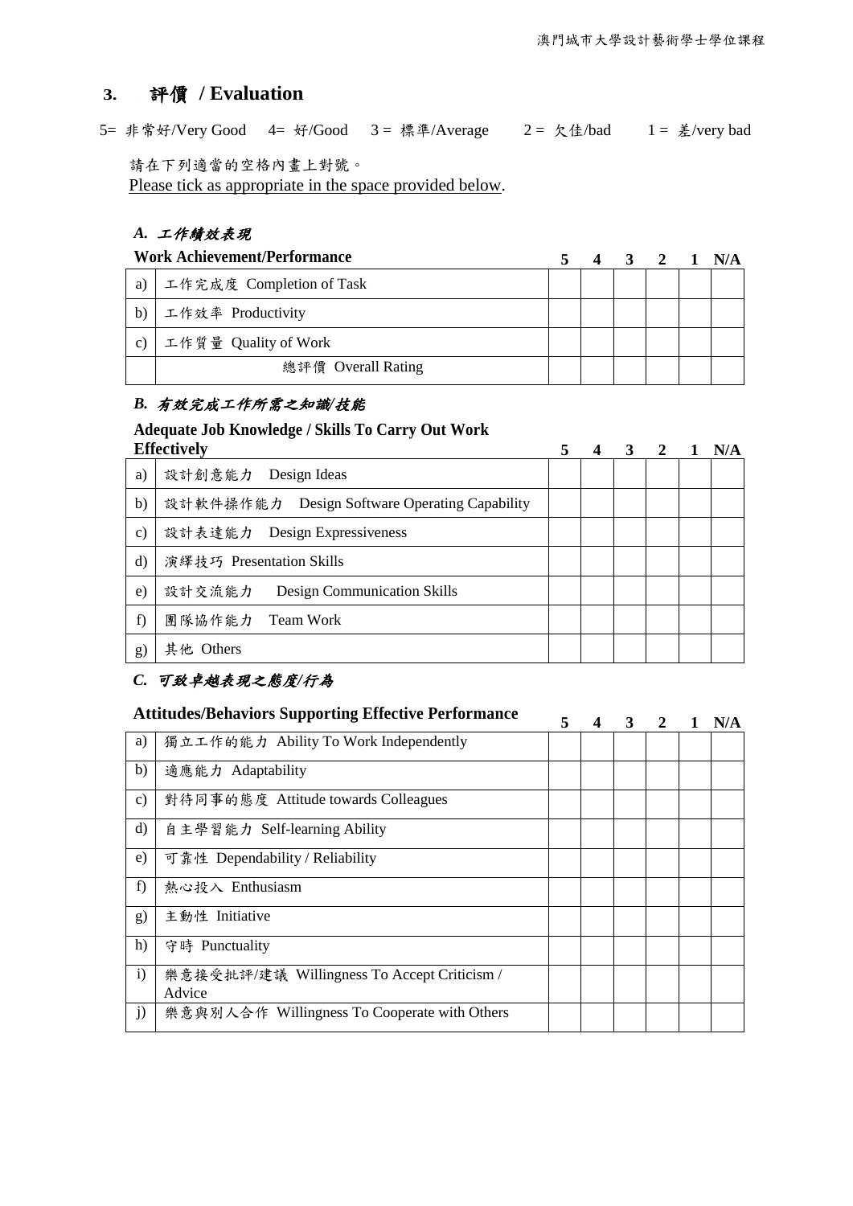## 3. 評價 / Evaluation

5= 非常好/Very Good　4= 好/Good　3 = 標準/Average　2 = 欠佳/bad　1 = 差/very bad

請在下列適當的空格內畫上對號。
Please tick as appropriate in the space provided below.

### *A. 工作績效表現*

| Work Achievement/Performance | | 5 | 4 | 3 | 2 | 1 | N/A |
|---|---|---|---|---|---|---|---|
| a) | 工作完成度 Completion of Task | | | | | | |
| b) | 工作效率 Productivity | | | | | | |
| c) | 工作質量 Quality of Work | | | | | | |
| | 總評價 Overall Rating | | | | | | |

### *B. 有效完成工作所需之知識/技能*

| Adequate Job Knowledge / Skills To Carry Out Work Effectively | | 5 | 4 | 3 | 2 | 1 | N/A |
|---|---|---|---|---|---|---|---|
| a) | 設計創意能力 Design Ideas | | | | | | |
| b) | 設計軟件操作能力 Design Software Operating Capability | | | | | | |
| c) | 設計表達能力 Design Expressiveness | | | | | | |
| d) | 演繹技巧 Presentation Skills | | | | | | |
| e) | 設計交流能力 Design Communication Skills | | | | | | |
| f) | 團隊協作能力 Team Work | | | | | | |
| g) | 其他 Others | | | | | | |

### *C. 可致卓越表現之態度/行為*

| Attitudes/Behaviors Supporting Effective Performance | | 5 | 4 | 3 | 2 | 1 | N/A |
|---|---|---|---|---|---|---|---|
| a) | 獨立工作的能力 Ability To Work Independently | | | | | | |
| b) | 適應能力 Adaptability | | | | | | |
| c) | 對待同事的態度 Attitude towards Colleagues | | | | | | |
| d) | 自主學習能力 Self-learning Ability | | | | | | |
| e) | 可靠性 Dependability / Reliability | | | | | | |
| f) | 熱心投入 Enthusiasm | | | | | | |
| g) | 主動性 Initiative | | | | | | |
| h) | 守時 Punctuality | | | | | | |
| i) | 樂意接受批評/建議 Willingness To Accept Criticism / Advice | | | | | | |
| j) | 樂意與別人合作 Willingness To Cooperate with Others | | | | | | |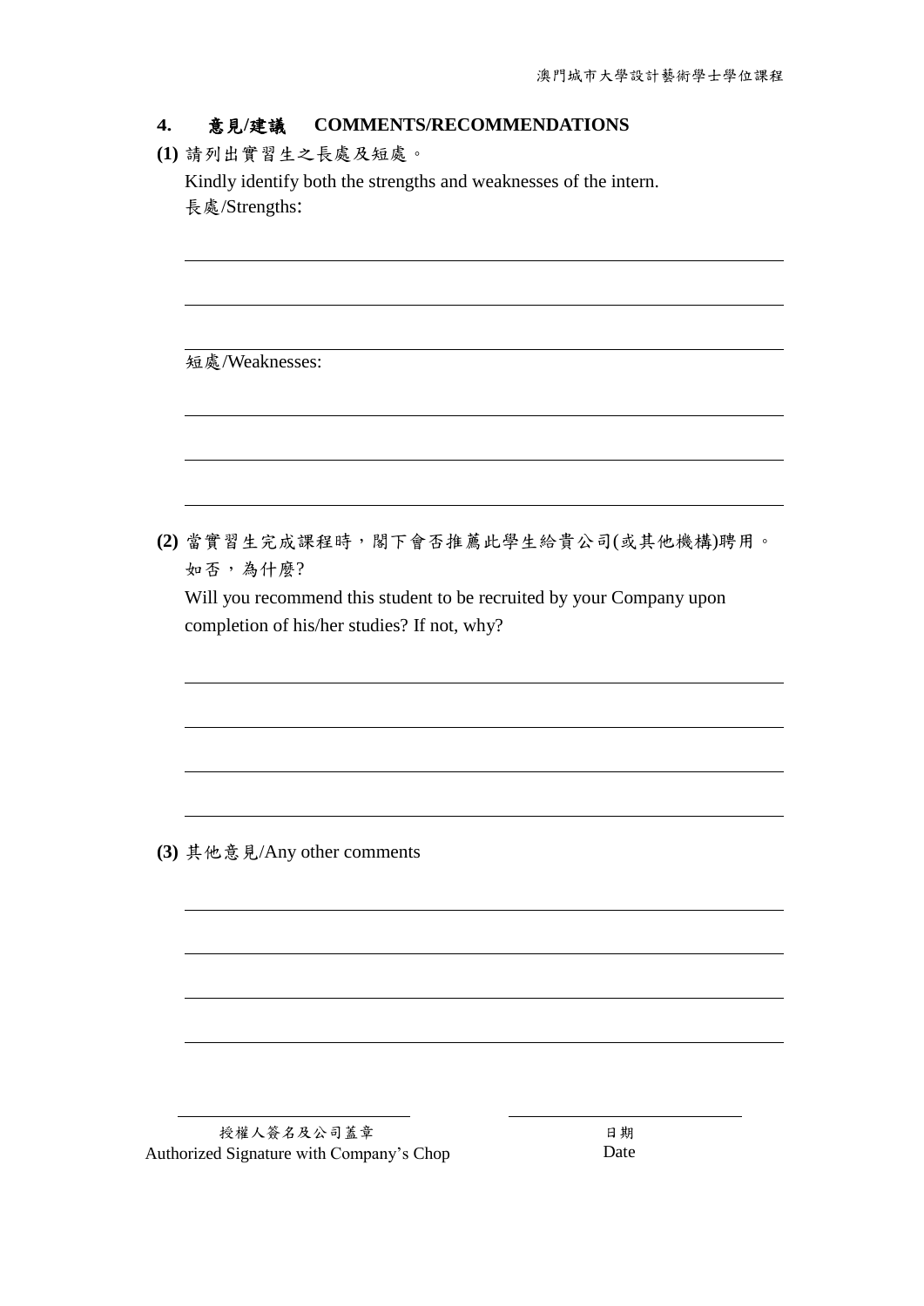## 4. 意見/建議 COMMENTS/RECOMMENDATIONS

**(1)** 請列出實習生之長處及短處。

Kindly identify both the strengths and weaknesses of the intern.

長處/Strengths:

______________________________________________

______________________________________________

______________________________________________

短處/Weaknesses:

______________________________________________

______________________________________________

______________________________________________

**(2)** 當實習生完成課程時，閣下會否推薦此學生給貴公司(或其他機構)聘用。如否，為什麼?

Will you recommend this student to be recruited by your Company upon completion of his/her studies? If not, why?

______________________________________________

______________________________________________

______________________________________________

______________________________________________

**(3)** 其他意見/Any other comments

______________________________________________

______________________________________________

______________________________________________

______________________________________________

| | |
|---|---|
| ______________________ | ______________________ |
| 授權人簽名及公司蓋章<br>Authorized Signature with Company's Chop | 日期<br>Date |